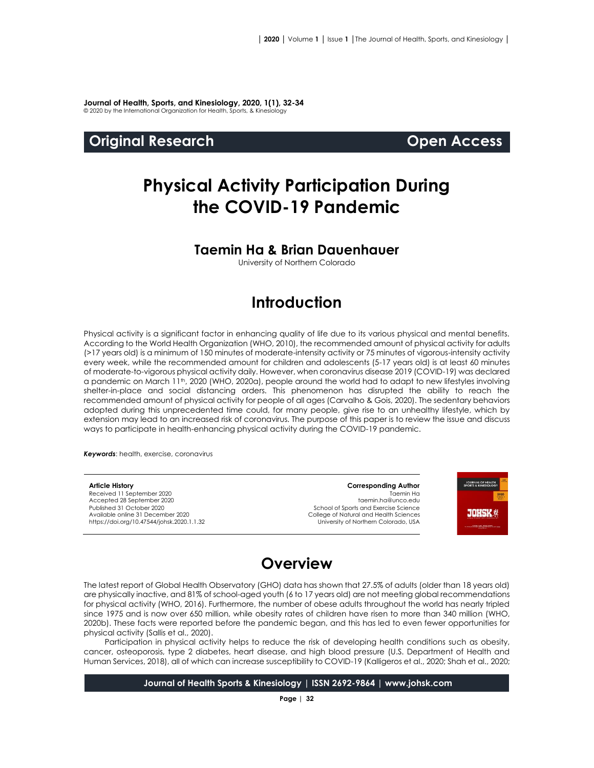**Journal of Health, Sports, and Kinesiology, 2020, 1(1), 32-34**
© 2020 by the International Organization for Health, Sports, & Kinesiology

**Original Research** **Open Access**

# Physical Activity Participation During the COVID-19 Pandemic

## Taemin Ha & Brian Dauenhauer

University of Northern Colorado

## Introduction

Physical activity is a significant factor in enhancing quality of life due to its various physical and mental benefits. According to the World Health Organization (WHO, 2010), the recommended amount of physical activity for adults (>17 years old) is a minimum of 150 minutes of moderate-intensity activity or 75 minutes of vigorous-intensity activity every week, while the recommended amount for children and adolescents (5-17 years old) is at least 60 minutes of moderate-to-vigorous physical activity daily. However, when coronavirus disease 2019 (COVID-19) was declared a pandemic on March 11th, 2020 (WHO, 2020a), people around the world had to adapt to new lifestyles involving shelter-in-place and social distancing orders. This phenomenon has disrupted the ability to reach the recommended amount of physical activity for people of all ages (Carvalho & Gois, 2020). The sedentary behaviors adopted during this unprecedented time could, for many people, give rise to an unhealthy lifestyle, which by extension may lead to an increased risk of coronavirus. The purpose of this paper is to review the issue and discuss ways to participate in health-enhancing physical activity during the COVID-19 pandemic.

***Keywords***: health, exercise, coronavirus

**Article History**
Received 11 September 2020
Accepted 28 September 2020
Published 31 October 2020
Available online 31 December 2020
https://doi.org/10.47544/johsk.2020.1.1.32

**Corresponding Author**
Taemin Ha
taemin.ha@unco.edu
School of Sports and Exercise Science
College of Natural and Health Sciences
University of Northern Colorado, USA

## Overview

The latest report of Global Health Observatory (GHO) data has shown that 27.5% of adults (older than 18 years old) are physically inactive, and 81% of school-aged youth (6 to 17 years old) are not meeting global recommendations for physical activity (WHO, 2016). Furthermore, the number of obese adults throughout the world has nearly tripled since 1975 and is now over 650 million, while obesity rates of children have risen to more than 340 million (WHO, 2020b). These facts were reported before the pandemic began, and this has led to even fewer opportunities for physical activity (Sallis et al., 2020).

Participation in physical activity helps to reduce the risk of developing health conditions such as obesity, cancer, osteoporosis, type 2 diabetes, heart disease, and high blood pressure (U.S. Department of Health and Human Services, 2018), all of which can increase susceptibility to COVID-19 (Kalligeros et al., 2020; Shah et al., 2020;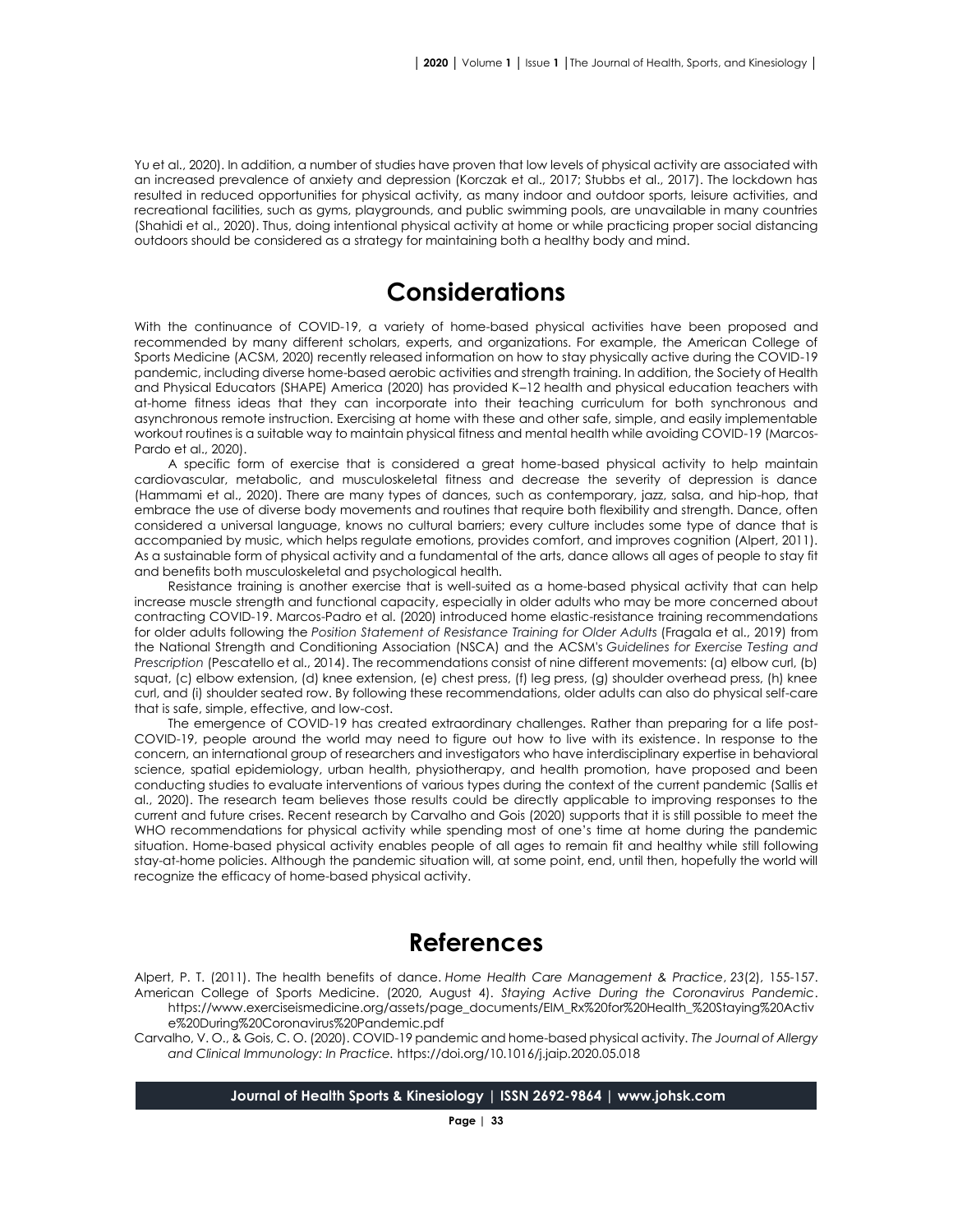Yu et al., 2020). In addition, a number of studies have proven that low levels of physical activity are associated with an increased prevalence of anxiety and depression (Korczak et al., 2017; Stubbs et al., 2017). The lockdown has resulted in reduced opportunities for physical activity, as many indoor and outdoor sports, leisure activities, and recreational facilities, such as gyms, playgrounds, and public swimming pools, are unavailable in many countries (Shahidi et al., 2020). Thus, doing intentional physical activity at home or while practicing proper social distancing outdoors should be considered as a strategy for maintaining both a healthy body and mind.

# Considerations

With the continuance of COVID-19, a variety of home-based physical activities have been proposed and recommended by many different scholars, experts, and organizations. For example, the American College of Sports Medicine (ACSM, 2020) recently released information on how to stay physically active during the COVID-19 pandemic, including diverse home-based aerobic activities and strength training. In addition, the Society of Health and Physical Educators (SHAPE) America (2020) has provided K–12 health and physical education teachers with at-home fitness ideas that they can incorporate into their teaching curriculum for both synchronous and asynchronous remote instruction. Exercising at home with these and other safe, simple, and easily implementable workout routines is a suitable way to maintain physical fitness and mental health while avoiding COVID-19 (Marcos-Pardo et al., 2020).

A specific form of exercise that is considered a great home-based physical activity to help maintain cardiovascular, metabolic, and musculoskeletal fitness and decrease the severity of depression is dance (Hammami et al., 2020). There are many types of dances, such as contemporary, jazz, salsa, and hip-hop, that embrace the use of diverse body movements and routines that require both flexibility and strength. Dance, often considered a universal language, knows no cultural barriers; every culture includes some type of dance that is accompanied by music, which helps regulate emotions, provides comfort, and improves cognition (Alpert, 2011). As a sustainable form of physical activity and a fundamental of the arts, dance allows all ages of people to stay fit and benefits both musculoskeletal and psychological health.

Resistance training is another exercise that is well-suited as a home-based physical activity that can help increase muscle strength and functional capacity, especially in older adults who may be more concerned about contracting COVID-19. Marcos-Padro et al. (2020) introduced home elastic-resistance training recommendations for older adults following the *Position Statement of Resistance Training for Older Adults* (Fragala et al., 2019) from the National Strength and Conditioning Association (NSCA) and the ACSM's *Guidelines for Exercise Testing and Prescription* (Pescatello et al., 2014). The recommendations consist of nine different movements: (a) elbow curl, (b) squat, (c) elbow extension, (d) knee extension, (e) chest press, (f) leg press, (g) shoulder overhead press, (h) knee curl, and (i) shoulder seated row. By following these recommendations, older adults can also do physical self-care that is safe, simple, effective, and low-cost.

The emergence of COVID-19 has created extraordinary challenges. Rather than preparing for a life post-COVID-19, people around the world may need to figure out how to live with its existence. In response to the concern, an international group of researchers and investigators who have interdisciplinary expertise in behavioral science, spatial epidemiology, urban health, physiotherapy, and health promotion, have proposed and been conducting studies to evaluate interventions of various types during the context of the current pandemic (Sallis et al., 2020). The research team believes those results could be directly applicable to improving responses to the current and future crises. Recent research by Carvalho and Gois (2020) supports that it is still possible to meet the WHO recommendations for physical activity while spending most of one's time at home during the pandemic situation. Home-based physical activity enables people of all ages to remain fit and healthy while still following stay-at-home policies. Although the pandemic situation will, at some point, end, until then, hopefully the world will recognize the efficacy of home-based physical activity.

# References

Alpert, P. T. (2011). The health benefits of dance. *Home Health Care Management & Practice*, *23*(2), 155-157.

American College of Sports Medicine. (2020, August 4). *Staying Active During the Coronavirus Pandemic*. https://www.exerciseismedicine.org/assets/page_documents/EIM_Rx%20for%20Health_%20Staying%20Active%20During%20Coronavirus%20Pandemic.pdf

Carvalho, V. O., & Gois, C. O. (2020). COVID-19 pandemic and home-based physical activity. *The Journal of Allergy and Clinical Immunology: In Practice.* https://doi.org/10.1016/j.jaip.2020.05.018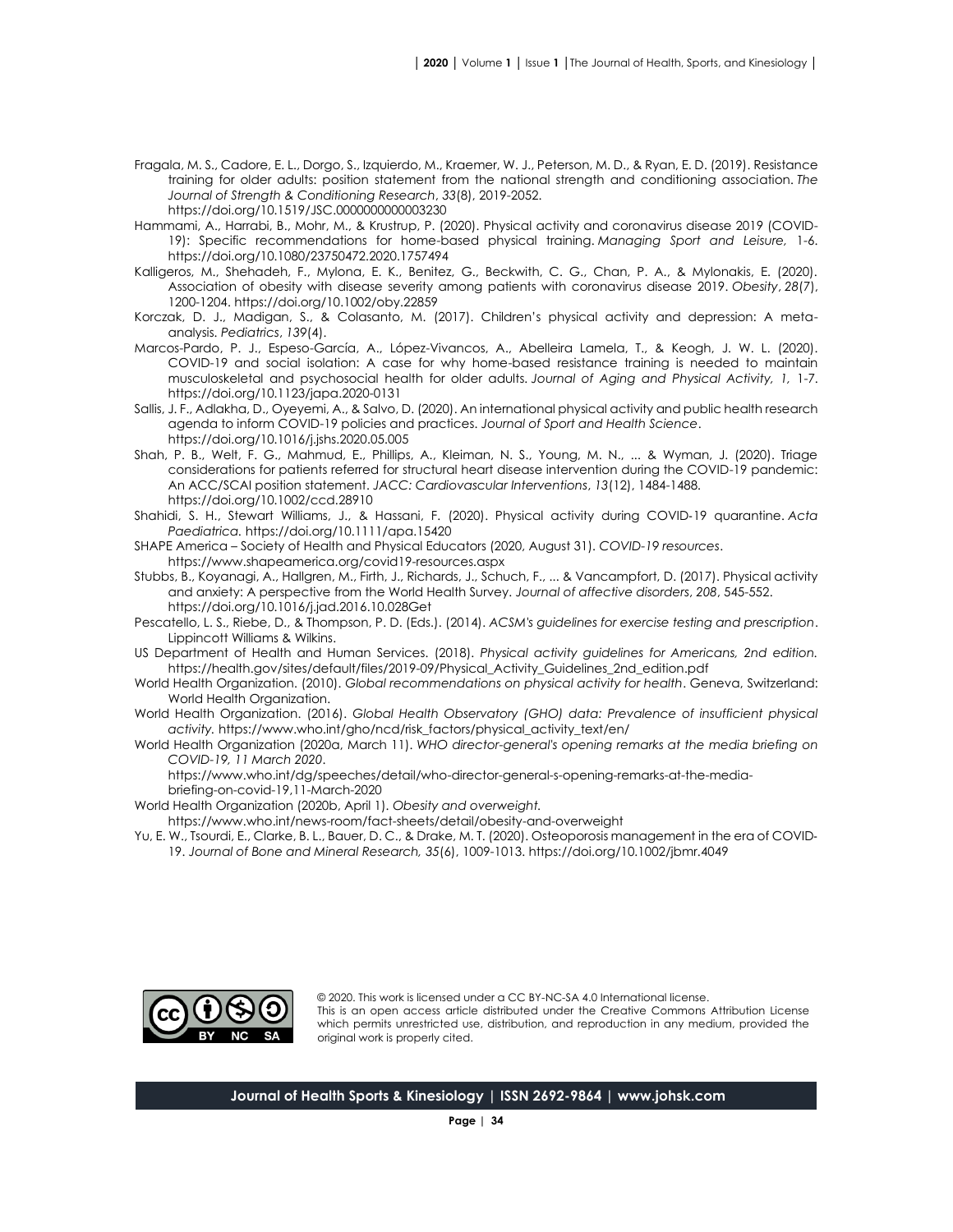Fragala, M. S., Cadore, E. L., Dorgo, S., Izquierdo, M., Kraemer, W. J., Peterson, M. D., & Ryan, E. D. (2019). Resistance training for older adults: position statement from the national strength and conditioning association. *The Journal of Strength & Conditioning Research*, *33*(8), 2019-2052. https://doi.org/10.1519/JSC.0000000000003230

Hammami, A., Harrabi, B., Mohr, M., & Krustrup, P. (2020). Physical activity and coronavirus disease 2019 (COVID-19): Specific recommendations for home-based physical training. *Managing Sport and Leisure,* 1-6. https://doi.org/10.1080/23750472.2020.1757494

Kalligeros, M., Shehadeh, F., Mylona, E. K., Benitez, G., Beckwith, C. G., Chan, P. A., & Mylonakis, E. (2020). Association of obesity with disease severity among patients with coronavirus disease 2019. *Obesity*, *28*(7), 1200-1204. https://doi.org/10.1002/oby.22859

Korczak, D. J., Madigan, S., & Colasanto, M. (2017). Children's physical activity and depression: A meta-analysis. *Pediatrics*, *139*(4).

Marcos-Pardo, P. J., Espeso-García, A., López-Vivancos, A., Abelleira Lamela, T., & Keogh, J. W. L. (2020). COVID-19 and social isolation: A case for why home-based resistance training is needed to maintain musculoskeletal and psychosocial health for older adults. *Journal of Aging and Physical Activity, 1,* 1-7. https://doi.org/10.1123/japa.2020-0131

Sallis, J. F., Adlakha, D., Oyeyemi, A., & Salvo, D. (2020). An international physical activity and public health research agenda to inform COVID-19 policies and practices. *Journal of Sport and Health Science*. https://doi.org/10.1016/j.jshs.2020.05.005

Shah, P. B., Welt, F. G., Mahmud, E., Phillips, A., Kleiman, N. S., Young, M. N., ... & Wyman, J. (2020). Triage considerations for patients referred for structural heart disease intervention during the COVID-19 pandemic: An ACC/SCAI position statement. *JACC: Cardiovascular Interventions*, *13*(12), 1484-1488. https://doi.org/10.1002/ccd.28910

Shahidi, S. H., Stewart Williams, J., & Hassani, F. (2020). Physical activity during COVID-19 quarantine. *Acta Paediatrica.* https://doi.org/10.1111/apa.15420

SHAPE America – Society of Health and Physical Educators (2020, August 31). *COVID-19 resources*. https://www.shapeamerica.org/covid19-resources.aspx

Stubbs, B., Koyanagi, A., Hallgren, M., Firth, J., Richards, J., Schuch, F., ... & Vancampfort, D. (2017). Physical activity and anxiety: A perspective from the World Health Survey. *Journal of affective disorders*, *208*, 545-552. https://doi.org/10.1016/j.jad.2016.10.028Get

Pescatello, L. S., Riebe, D., & Thompson, P. D. (Eds.). (2014). *ACSM's guidelines for exercise testing and prescription*. Lippincott Williams & Wilkins.

US Department of Health and Human Services. (2018). *Physical activity guidelines for Americans, 2nd edition.* https://health.gov/sites/default/files/2019-09/Physical_Activity_Guidelines_2nd_edition.pdf

World Health Organization. (2010). *Global recommendations on physical activity for health*. Geneva, Switzerland: World Health Organization.

World Health Organization. (2016). *Global Health Observatory (GHO) data: Prevalence of insufficient physical activity.* https://www.who.int/gho/ncd/risk_factors/physical_activity_text/en/

World Health Organization (2020a, March 11). *WHO director-general's opening remarks at the media briefing on COVID-19, 11 March 2020*. https://www.who.int/dg/speeches/detail/who-director-general-s-opening-remarks-at-the-media-briefing-on-covid-19,11-March-2020

World Health Organization (2020b, April 1). *Obesity and overweight.* https://www.who.int/news-room/fact-sheets/detail/obesity-and-overweight

Yu, E. W., Tsourdi, E., Clarke, B. L., Bauer, D. C., & Drake, M. T. (2020). Osteoporosis management in the era of COVID-19. *Journal of Bone and Mineral Research, 35*(6), 1009-1013. https://doi.org/10.1002/jbmr.4049

© 2020. This work is licensed under a CC BY-NC-SA 4.0 International license.
This is an open access article distributed under the Creative Commons Attribution License which permits unrestricted use, distribution, and reproduction in any medium, provided the original work is properly cited.